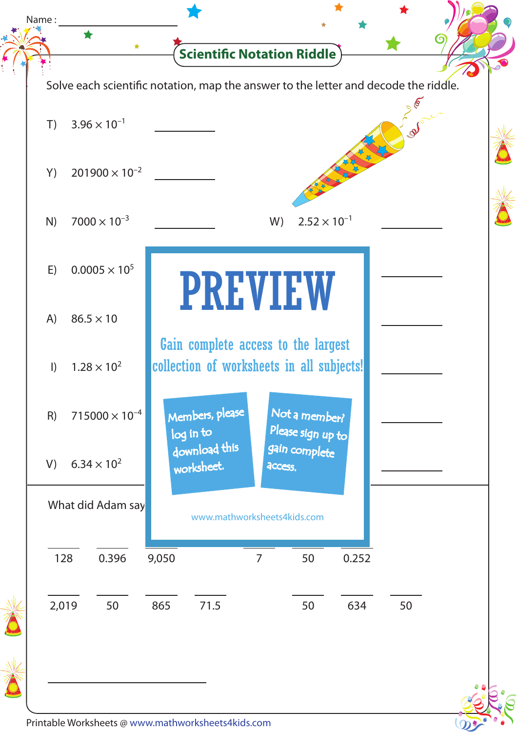Name : ____________________

## Scientific Notation Riddle

Solve each scientific notation, map the answer to the letter and decode the riddle.

T) $3.96 \times 10^{-1}$ __________

Y) $201900 \times 10^{-2}$ __________

N) $7000 \times 10^{-3}$ __________

W) $2.52 \times 10^{-1}$ __________

E) $0.0005 \times 10^{5}$ __________

A) $86.5 \times 10$ __________

I) $1.28 \times 10^{2}$ __________

R) $715000 \times 10^{-4}$ __________

V) $6.34 \times 10^{2}$ __________

PREVIEW

Gain complete access to the largest collection of worksheets in all subjects!

Members, please log in to download this worksheet.

Not a member? Please sign up to gain complete access.

www.mathworksheets4kids.com

What did Adam say

___ ___ ___ ___ ___ ___

128 0.396 9,050 7 50 0.252

___ ___ ___ ___ ___ ___ ___

2,019 50 865 71.5 50 634 50

____________________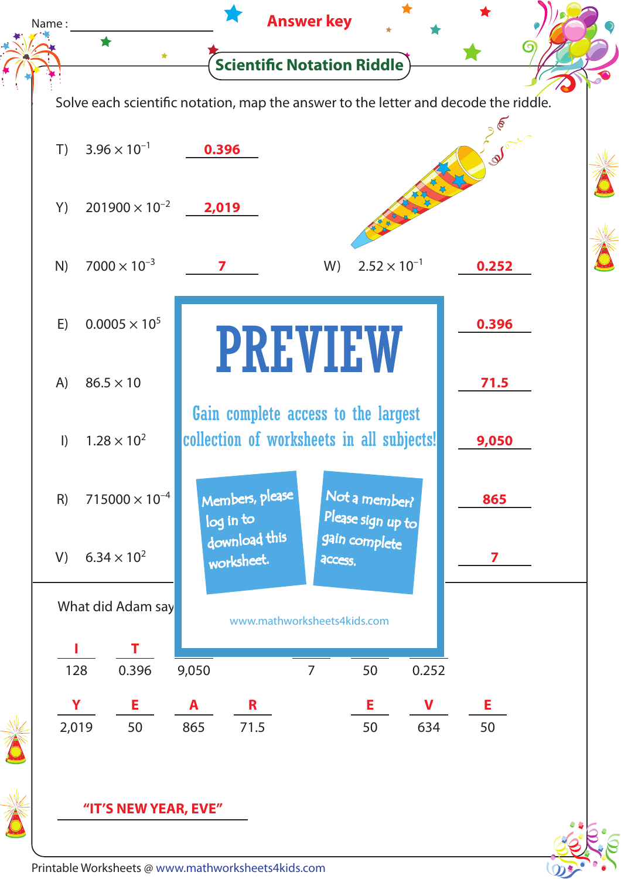Name : ______________________

**Answer key**

## Scientific Notation Riddle

Solve each scientific notation, map the answer to the letter and decode the riddle.

T) $3.96 \times 10^{-1}$ **0.396**

Y) $201900 \times 10^{-2}$ **2,019**

N) $7000 \times 10^{-3}$ **7**

W) $2.52 \times 10^{-1}$ **0.252**

E) $0.0005 \times 10^{5}$ **0.396**

A) $86.5 \times 10$ **71.5**

I) $1.28 \times 10^{2}$ **9,050**

R) $715000 \times 10^{-4}$ **865**

V) $6.34 \times 10^{2}$ **7**

PREVIEW

Gain complete access to the largest collection of worksheets in all subjects!

Members, please log in to download this worksheet.

Not a member? Please sign up to gain complete access.

www.mathworksheets4kids.com

What did Adam say

| I | T | | | | | |
|---|---|---|---|---|---|---|
| 128 | 0.396 | 9,050 | | 7 | 50 | 0.252 |

| Y | E | A | R | | E | V | E |
|---|---|---|---|---|---|---|---|
| 2,019 | 50 | 865 | 71.5 | | 50 | 634 | 50 |

**"IT'S NEW YEAR, EVE"**

Printable Worksheets @ www.mathworksheets4kids.com